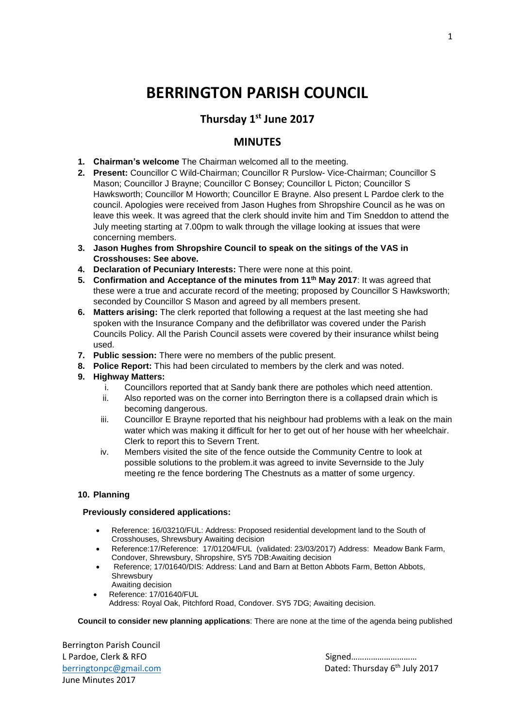# BERRINGTON PARISH COUNCIL

## Thursday 1st June 2017

## MINUTES

1. **Chairman's welcome** The Chairman welcomed all to the meeting.
2. **Present:** Councillor C Wild-Chairman; Councillor R Purslow- Vice-Chairman; Councillor S Mason; Councillor J Brayne; Councillor C Bonsey; Councillor L Picton; Councillor S Hawksworth; Councillor M Howorth; Councillor E Brayne. Also present L Pardoe clerk to the council. Apologies were received from Jason Hughes from Shropshire Council as he was on leave this week. It was agreed that the clerk should invite him and Tim Sneddon to attend the July meeting starting at 7.00pm to walk through the village looking at issues that were concerning members.
3. **Jason Hughes from Shropshire Council to speak on the sitings of the VAS in Crosshouses: See above.**
4. **Declaration of Pecuniary Interests:** There were none at this point.
5. **Confirmation and Acceptance of the minutes from 11th May 2017**: It was agreed that these were a true and accurate record of the meeting; proposed by Councillor S Hawksworth; seconded by Councillor S Mason and agreed by all members present.
6. **Matters arising:** The clerk reported that following a request at the last meeting she had spoken with the Insurance Company and the defibrillator was covered under the Parish Councils Policy. All the Parish Council assets were covered by their insurance whilst being used.
7. **Public session:** There were no members of the public present.
8. **Police Report:** This had been circulated to members by the clerk and was noted.
9. **Highway Matters:**
   i. Councillors reported that at Sandy bank there are potholes which need attention.
   ii. Also reported was on the corner into Berrington there is a collapsed drain which is becoming dangerous.
   iii. Councillor E Brayne reported that his neighbour had problems with a leak on the main water which was making it difficult for her to get out of her house with her wheelchair. Clerk to report this to Severn Trent.
   iv. Members visited the site of the fence outside the Community Centre to look at possible solutions to the problem.it was agreed to invite Severnside to the July meeting re the fence bordering The Chestnuts as a matter of some urgency.

10. **Planning**

**Previously considered applications:**

- Reference: 16/03210/FUL: Address: Proposed residential development land to the South of Crosshouses, Shrewsbury Awaiting decision
- Reference:17/Reference: 17/01204/FUL (validated: 23/03/2017) Address: Meadow Bank Farm, Condover, Shrewsbury, Shropshire, SY5 7DB:Awaiting decision
- Reference; 17/01640/DIS: Address: Land and Barn at Betton Abbots Farm, Betton Abbots, Shrewsbury
  Awaiting decision
- Reference: 17/01640/FUL
  Address: Royal Oak, Pitchford Road, Condover. SY5 7DG; Awaiting decision.

**Council to consider new planning applications**: There are none at the time of the agenda being published

Berrington Parish Council
L Pardoe, Clerk & RFO
berringtonpc@gmail.com
June Minutes 2017

Signed……………………….
Dated: Thursday 6th July 2017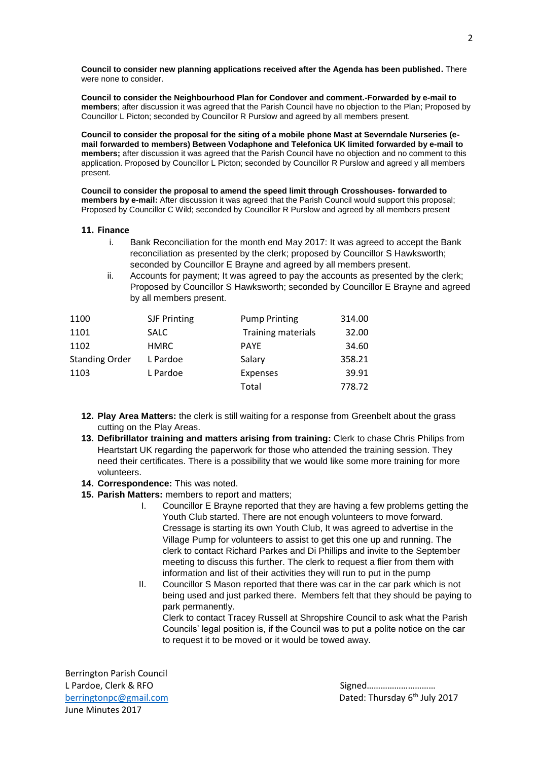**Council to consider new planning applications received after the Agenda has been published.** There were none to consider.

**Council to consider the Neighbourhood Plan for Condover and comment.-Forwarded by e-mail to members**; after discussion it was agreed that the Parish Council have no objection to the Plan; Proposed by Councillor L Picton; seconded by Councillor R Purslow and agreed by all members present.

**Council to consider the proposal for the siting of a mobile phone Mast at Severndale Nurseries (e-mail forwarded to members) Between Vodaphone and Telefonica UK limited forwarded by e-mail to members;** after discussion it was agreed that the Parish Council have no objection and no comment to this application. Proposed by Councillor L Picton; seconded by Councillor R Purslow and agreed y all members present.

**Council to consider the proposal to amend the speed limit through Crosshouses- forwarded to members by e-mail:** After discussion it was agreed that the Parish Council would support this proposal; Proposed by Councillor C Wild; seconded by Councillor R Purslow and agreed by all members present

**11. Finance**

i. Bank Reconciliation for the month end May 2017: It was agreed to accept the Bank reconciliation as presented by the clerk; proposed by Councillor S Hawksworth; seconded by Councillor E Brayne and agreed by all members present.

ii. Accounts for payment; It was agreed to pay the accounts as presented by the clerk; Proposed by Councillor S Hawksworth; seconded by Councillor E Brayne and agreed by all members present.

| | | | |
|---|---|---|---|
| 1100 | SJF Printing | Pump Printing | 314.00 |
| 1101 | SALC | Training materials | 32.00 |
| 1102 | HMRC | PAYE | 34.60 |
| Standing Order | L Pardoe | Salary | 358.21 |
| 1103 | L Pardoe | Expenses | 39.91 |
| | | Total | 778.72 |

12. **Play Area Matters:** the clerk is still waiting for a response from Greenbelt about the grass cutting on the Play Areas.
13. **Defibrillator training and matters arising from training:** Clerk to chase Chris Philips from Heartstart UK regarding the paperwork for those who attended the training session. They need their certificates. There is a possibility that we would like some more training for more volunteers.
14. **Correspondence:** This was noted.
15. **Parish Matters:** members to report and matters;

    I. Councillor E Brayne reported that they are having a few problems getting the Youth Club started. There are not enough volunteers to move forward. Cressage is starting its own Youth Club, It was agreed to advertise in the Village Pump for volunteers to assist to get this one up and running. The clerk to contact Richard Parkes and Di Phillips and invite to the September meeting to discuss this further. The clerk to request a flier from them with information and list of their activities they will run to put in the pump

    II. Councillor S Mason reported that there was car in the car park which is not being used and just parked there. Members felt that they should be paying to park permanently.
    Clerk to contact Tracey Russell at Shropshire Council to ask what the Parish Councils' legal position is, if the Council was to put a polite notice on the car to request it to be moved or it would be towed away.

Berrington Parish Council
L Pardoe, Clerk & RFO
berringtonpc@gmail.com
June Minutes 2017

Signed………………………
Dated: Thursday 6th July 2017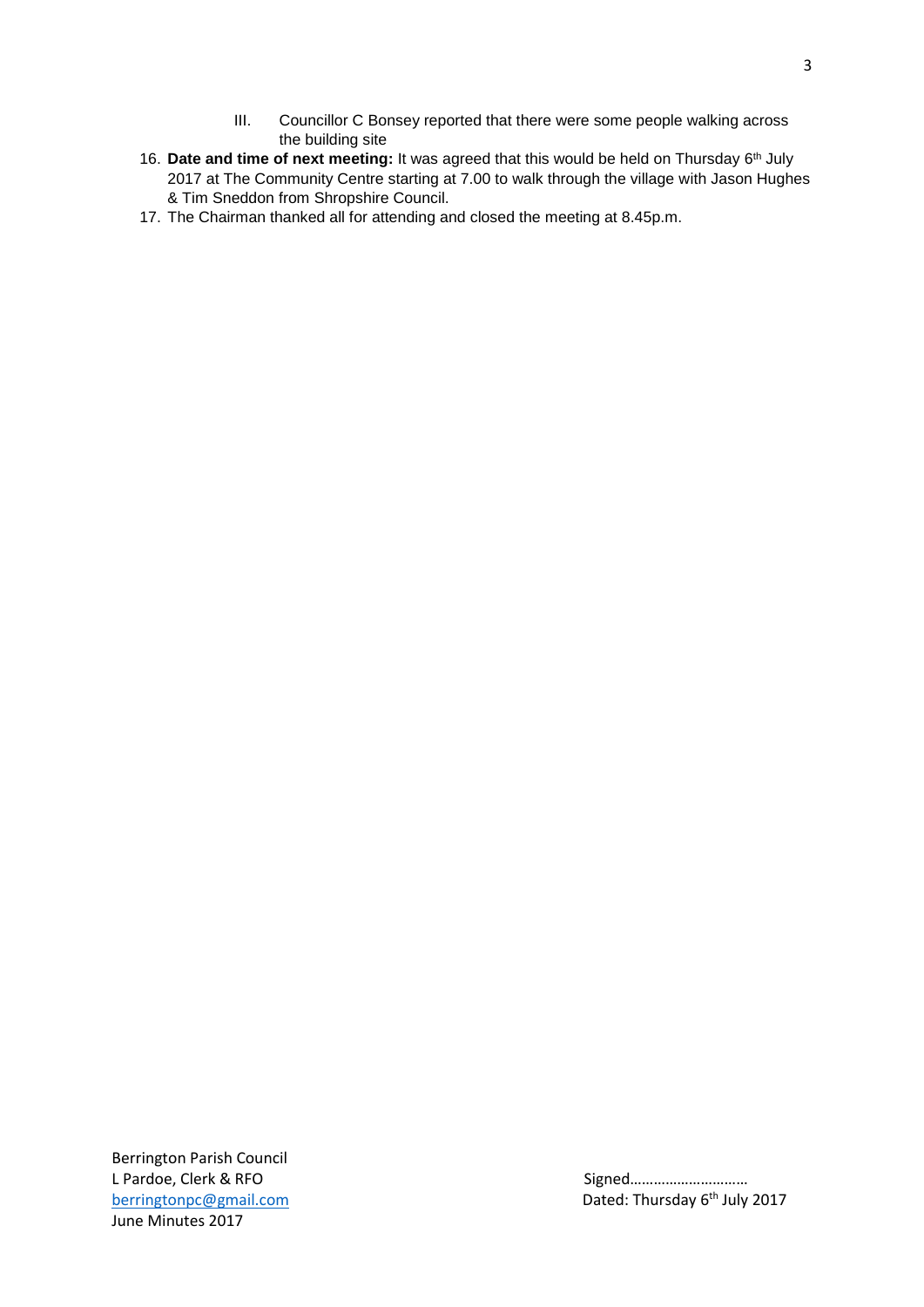III. Councillor C Bonsey reported that there were some people walking across the building site

16. **Date and time of next meeting:** It was agreed that this would be held on Thursday 6th July 2017 at The Community Centre starting at 7.00 to walk through the village with Jason Hughes & Tim Sneddon from Shropshire Council.
17. The Chairman thanked all for attending and closed the meeting at 8.45p.m.

Berrington Parish Council
L Pardoe, Clerk & RFO
berringtonpc@gmail.com
June Minutes 2017

Signed…………………………
Dated: Thursday 6th July 2017